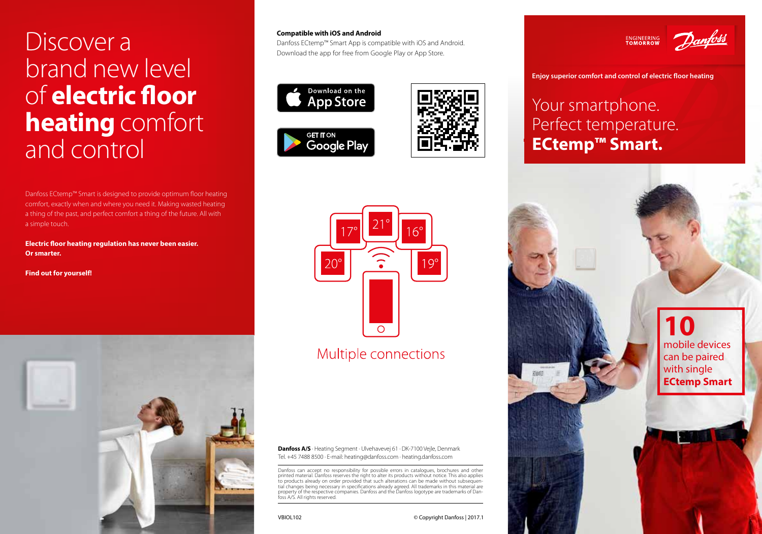# Discover a brand new level of **electric floor heating** comfort and control

Danfoss ECtemp™ Smart is designed to provide optimum floor heating comfort, exactly when and where you need it. Making wasted heating a thing of the past, and perfect comfort a thing of the future. All with a simple touch.

**Electric floor heating regulation has never been easier. Or smarter.**

**Find out for yourself!**

**Compatible with iOS and Android**

Danfoss ECtemp™ Smart App is compatible with iOS and Android. Download the app for free from Google Play or App Store.

Download on the App Store

GET IT ON Google Play

17° 21° 16° 20° 19°

Multiple connections

**Danfoss A/S** · Heating Segment · Ulvehavevej 61 · DK-7100 Vejle, Denmark
Tel. +45 7488 8500 · E-mail: heating@danfoss.com · heating.danfoss.com

Danfoss can accept no responsibility for possible errors in catalogues, brochures and other printed material. Danfoss reserves the right to alter its products without notice. This also applies to products already on order provided that such alterations can be made without subsequential changes being necessary in specifications already agreed. All trademarks in this material are property of the respective companies. Danfoss and the Danfoss logotype are trademarks of Danfoss A/S. All rights reserved.

VBIOL102

© Copyright Danfoss | 2017.1

ENGINEERING TOMORROW

Danfoss

**Enjoy superior comfort and control of electric floor heating**

# Your smartphone. Perfect temperature. **ECtemp™ Smart.**

**10** mobile devices can be paired with single **ECtemp Smart**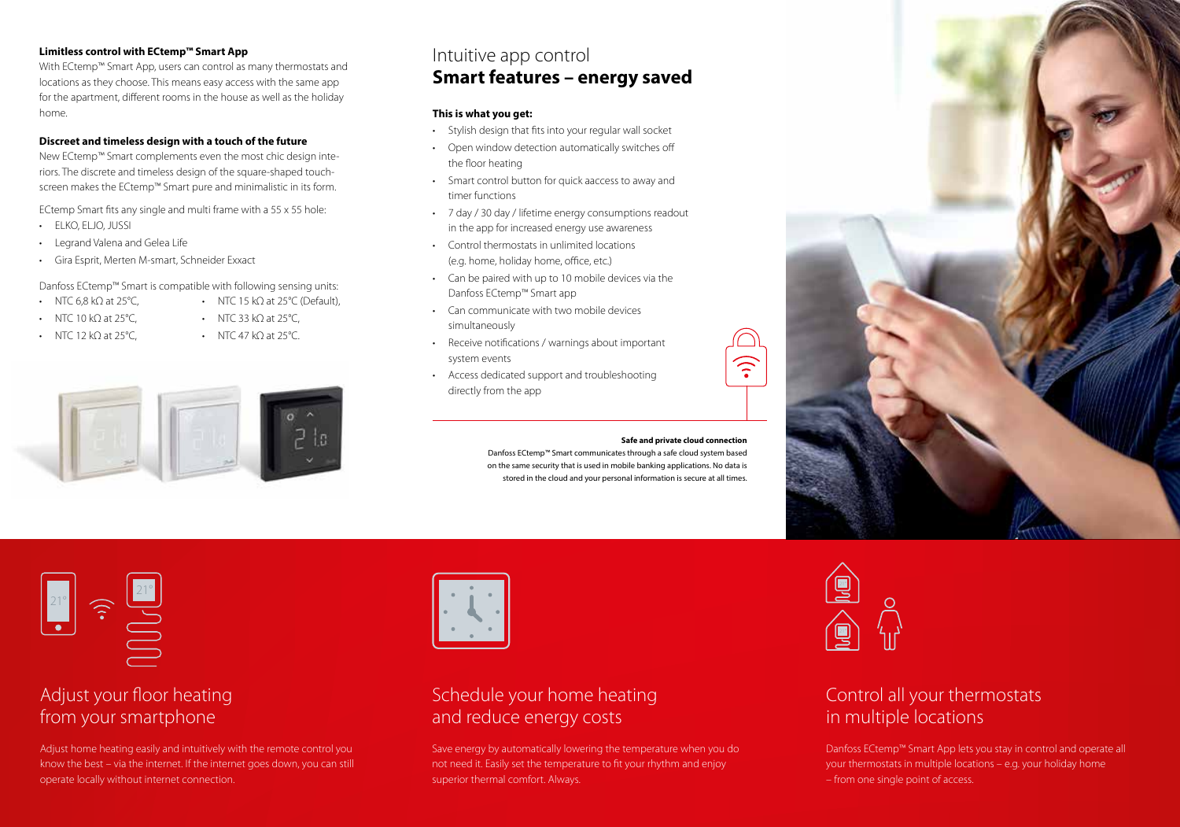**Limitless control with ECtemp™ Smart App**

With ECtemp™ Smart App, users can control as many thermostats and locations as they choose. This means easy access with the same app for the apartment, different rooms in the house as well as the holiday home.

**Discreet and timeless design with a touch of the future**

New ECtemp™ Smart complements even the most chic design interiors. The discrete and timeless design of the square-shaped touch-screen makes the ECtemp™ Smart pure and minimalistic in its form.

ECtemp Smart fits any single and multi frame with a 55 x 55 hole:

- ELKO, ELJO, JUSSI
- Legrand Valena and Gelea Life
- Gira Esprit, Merten M-smart, Schneider Exxact

Danfoss ECtemp™ Smart is compatible with following sensing units:

- NTC 6,8 kΩ at 25°C,
- NTC 10 kΩ at 25°C,
- NTC 12 kΩ at 25°C,
- NTC 15 kΩ at 25°C (Default),
- NTC 33 kΩ at 25°C,
- NTC 47 kΩ at 25°C.

## Intuitive app control
## Smart features – energy saved

**This is what you get:**

- Stylish design that fits into your regular wall socket
- Open window detection automatically switches off the floor heating
- Smart control button for quick aaccess to away and timer functions
- 7 day / 30 day / lifetime energy consumptions readout in the app for increased energy use awareness
- Control thermostats in unlimited locations (e.g. home, holiday home, office, etc.)
- Can be paired with up to 10 mobile devices via the Danfoss ECtemp™ Smart app
- Can communicate with two mobile devices simultaneously
- Receive notifications / warnings about important system events
- Access dedicated support and troubleshooting directly from the app

**Safe and private cloud connection**

Danfoss ECtemp™ Smart communicates through a safe cloud system based on the same security that is used in mobile banking applications. No data is stored in the cloud and your personal information is secure at all times.

## Adjust your floor heating from your smartphone

Adjust home heating easily and intuitively with the remote control you know the best – via the internet. If the internet goes down, you can still operate locally without internet connection.

## Schedule your home heating and reduce energy costs

Save energy by automatically lowering the temperature when you do not need it. Easily set the temperature to fit your rhythm and enjoy superior thermal comfort. Always.

## Control all your thermostats in multiple locations

Danfoss ECtemp™ Smart App lets you stay in control and operate all your thermostats in multiple locations – e.g. your holiday home – from one single point of access.